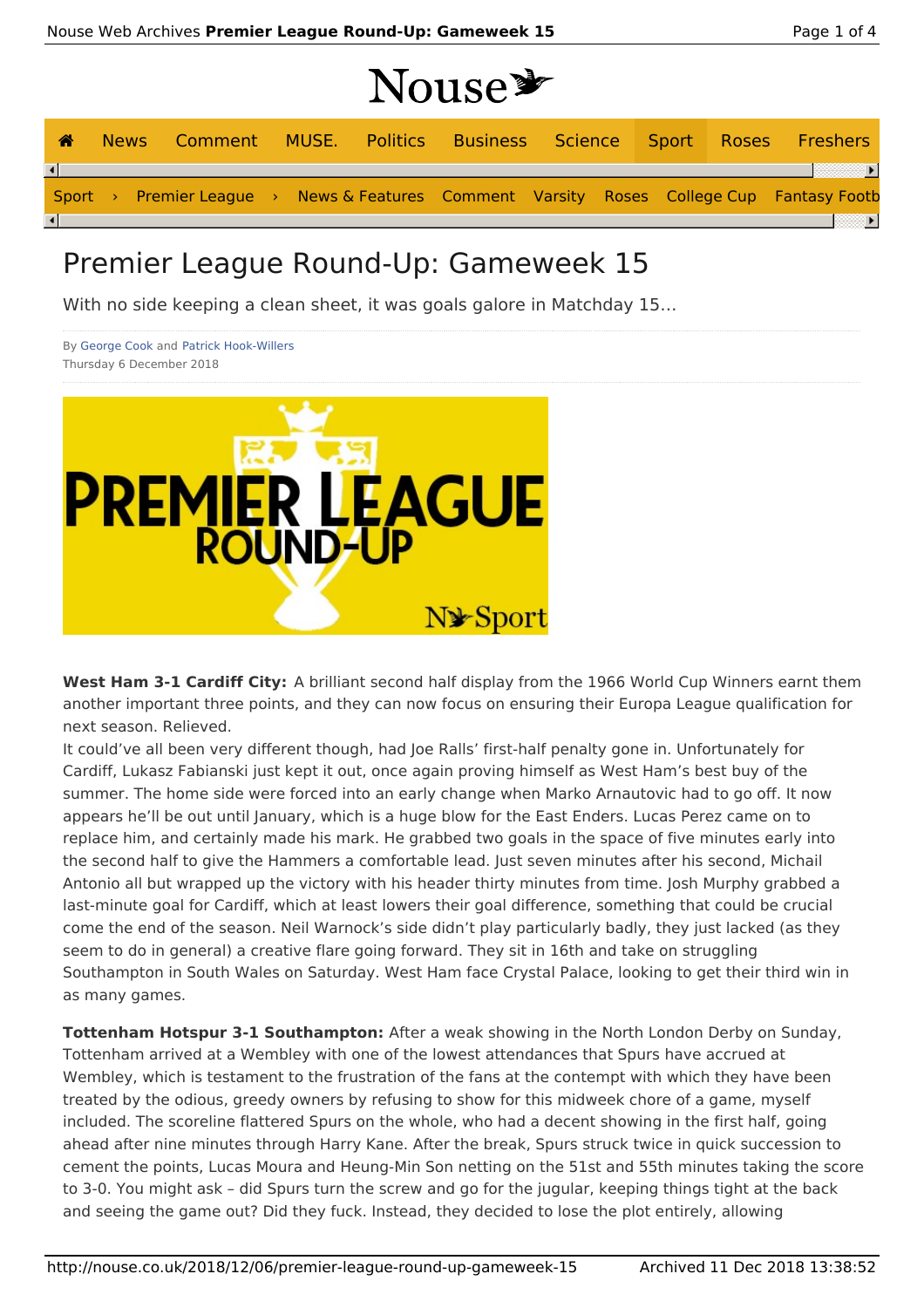# Premier League Round-Up: Gameweek 15

With no side keeping a clean sheet, it was goals galore in Matchday 15...

By George Cook and Patrick Hook-Willers
Thursday 6 December 2018

**West Ham 3-1 Cardiff City:** A brilliant second half display from the 1966 World Cup Winners earnt them another important three points, and they can now focus on ensuring their Europa League qualification for next season. Relieved.

It could've all been very different though, had Joe Ralls' first-half penalty gone in. Unfortunately for Cardiff, Lukasz Fabianski just kept it out, once again proving himself as West Ham's best buy of the summer. The home side were forced into an early change when Marko Arnautovic had to go off. It now appears he'll be out until January, which is a huge blow for the East Enders. Lucas Perez came on to replace him, and certainly made his mark. He grabbed two goals in the space of five minutes early into the second half to give the Hammers a comfortable lead. Just seven minutes after his second, Michail Antonio all but wrapped up the victory with his header thirty minutes from time. Josh Murphy grabbed a last-minute goal for Cardiff, which at least lowers their goal difference, something that could be crucial come the end of the season. Neil Warnock's side didn't play particularly badly, they just lacked (as they seem to do in general) a creative flare going forward. They sit in 16th and take on struggling Southampton in South Wales on Saturday. West Ham face Crystal Palace, looking to get their third win in as many games.

**Tottenham Hotspur 3-1 Southampton:** After a weak showing in the North London Derby on Sunday, Tottenham arrived at a Wembley with one of the lowest attendances that Spurs have accrued at Wembley, which is testament to the frustration of the fans at the contempt with which they have been treated by the odious, greedy owners by refusing to show for this midweek chore of a game, myself included. The scoreline flattered Spurs on the whole, who had a decent showing in the first half, going ahead after nine minutes through Harry Kane. After the break, Spurs struck twice in quick succession to cement the points, Lucas Moura and Heung-Min Son netting on the 51st and 55th minutes taking the score to 3-0. You might ask – did Spurs turn the screw and go for the jugular, keeping things tight at the back and seeing the game out? Did they fuck. Instead, they decided to lose the plot entirely, allowing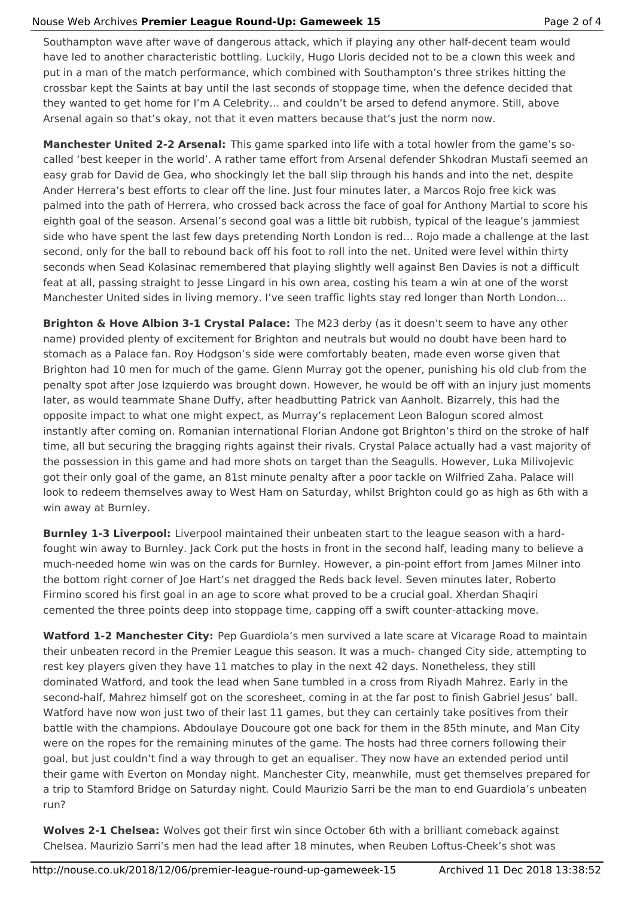Southampton wave after wave of dangerous attack, which if playing any other half-decent team would have led to another characteristic bottling. Luckily, Hugo Lloris decided not to be a clown this week and put in a man of the match performance, which combined with Southampton's three strikes hitting the crossbar kept the Saints at bay until the last seconds of stoppage time, when the defence decided that they wanted to get home for I'm A Celebrity… and couldn't be arsed to defend anymore. Still, above Arsenal again so that's okay, not that it even matters because that's just the norm now.

**Manchester United 2-2 Arsenal:** This game sparked into life with a total howler from the game's so-called 'best keeper in the world'. A rather tame effort from Arsenal defender Shkodran Mustafi seemed an easy grab for David de Gea, who shockingly let the ball slip through his hands and into the net, despite Ander Herrera's best efforts to clear off the line. Just four minutes later, a Marcos Rojo free kick was palmed into the path of Herrera, who crossed back across the face of goal for Anthony Martial to score his eighth goal of the season. Arsenal's second goal was a little bit rubbish, typical of the league's jammiest side who have spent the last few days pretending North London is red… Rojo made a challenge at the last second, only for the ball to rebound back off his foot to roll into the net. United were level within thirty seconds when Sead Kolasinac remembered that playing slightly well against Ben Davies is not a difficult feat at all, passing straight to Jesse Lingard in his own area, costing his team a win at one of the worst Manchester United sides in living memory. I've seen traffic lights stay red longer than North London…

**Brighton & Hove Albion 3-1 Crystal Palace:** The M23 derby (as it doesn't seem to have any other name) provided plenty of excitement for Brighton and neutrals but would no doubt have been hard to stomach as a Palace fan. Roy Hodgson's side were comfortably beaten, made even worse given that Brighton had 10 men for much of the game. Glenn Murray got the opener, punishing his old club from the penalty spot after Jose Izquierdo was brought down. However, he would be off with an injury just moments later, as would teammate Shane Duffy, after headbutting Patrick van Aanholt. Bizarrely, this had the opposite impact to what one might expect, as Murray's replacement Leon Balogun scored almost instantly after coming on. Romanian international Florian Andone got Brighton's third on the stroke of half time, all but securing the bragging rights against their rivals. Crystal Palace actually had a vast majority of the possession in this game and had more shots on target than the Seagulls. However, Luka Milivojevic got their only goal of the game, an 81st minute penalty after a poor tackle on Wilfried Zaha. Palace will look to redeem themselves away to West Ham on Saturday, whilst Brighton could go as high as 6th with a win away at Burnley.

**Burnley 1-3 Liverpool:** Liverpool maintained their unbeaten start to the league season with a hard-fought win away to Burnley. Jack Cork put the hosts in front in the second half, leading many to believe a much-needed home win was on the cards for Burnley. However, a pin-point effort from James Milner into the bottom right corner of Joe Hart's net dragged the Reds back level. Seven minutes later, Roberto Firmino scored his first goal in an age to score what proved to be a crucial goal. Xherdan Shaqiri cemented the three points deep into stoppage time, capping off a swift counter-attacking move.

**Watford 1-2 Manchester City:** Pep Guardiola's men survived a late scare at Vicarage Road to maintain their unbeaten record in the Premier League this season. It was a much- changed City side, attempting to rest key players given they have 11 matches to play in the next 42 days. Nonetheless, they still dominated Watford, and took the lead when Sane tumbled in a cross from Riyadh Mahrez. Early in the second-half, Mahrez himself got on the scoresheet, coming in at the far post to finish Gabriel Jesus' ball. Watford have now won just two of their last 11 games, but they can certainly take positives from their battle with the champions. Abdoulaye Doucoure got one back for them in the 85th minute, and Man City were on the ropes for the remaining minutes of the game. The hosts had three corners following their goal, but just couldn't find a way through to get an equaliser. They now have an extended period until their game with Everton on Monday night. Manchester City, meanwhile, must get themselves prepared for a trip to Stamford Bridge on Saturday night. Could Maurizio Sarri be the man to end Guardiola's unbeaten run?

**Wolves 2-1 Chelsea:** Wolves got their first win since October 6th with a brilliant comeback against Chelsea. Maurizio Sarri's men had the lead after 18 minutes, when Reuben Loftus-Cheek's shot was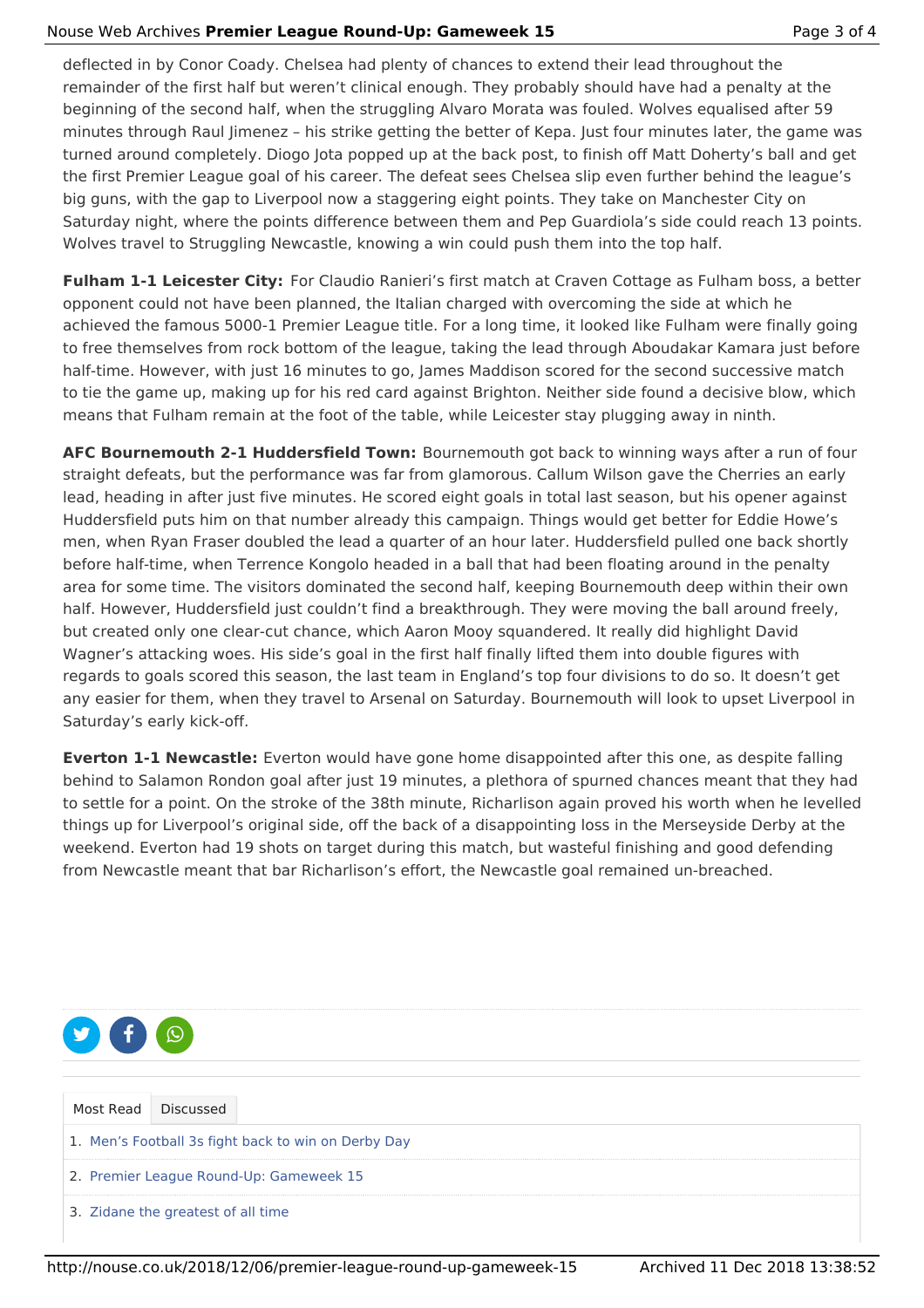deflected in by Conor Coady. Chelsea had plenty of chances to extend their lead throughout the remainder of the first half but weren't clinical enough. They probably should have had a penalty at the beginning of the second half, when the struggling Alvaro Morata was fouled. Wolves equalised after 59 minutes through Raul Jimenez – his strike getting the better of Kepa. Just four minutes later, the game was turned around completely. Diogo Jota popped up at the back post, to finish off Matt Doherty's ball and get the first Premier League goal of his career. The defeat sees Chelsea slip even further behind the league's big guns, with the gap to Liverpool now a staggering eight points. They take on Manchester City on Saturday night, where the points difference between them and Pep Guardiola's side could reach 13 points. Wolves travel to Struggling Newcastle, knowing a win could push them into the top half.

**Fulham 1-1 Leicester City:** For Claudio Ranieri's first match at Craven Cottage as Fulham boss, a better opponent could not have been planned, the Italian charged with overcoming the side at which he achieved the famous 5000-1 Premier League title. For a long time, it looked like Fulham were finally going to free themselves from rock bottom of the league, taking the lead through Aboudakar Kamara just before half-time. However, with just 16 minutes to go, James Maddison scored for the second successive match to tie the game up, making up for his red card against Brighton. Neither side found a decisive blow, which means that Fulham remain at the foot of the table, while Leicester stay plugging away in ninth.

**AFC Bournemouth 2-1 Huddersfield Town:** Bournemouth got back to winning ways after a run of four straight defeats, but the performance was far from glamorous. Callum Wilson gave the Cherries an early lead, heading in after just five minutes. He scored eight goals in total last season, but his opener against Huddersfield puts him on that number already this campaign. Things would get better for Eddie Howe's men, when Ryan Fraser doubled the lead a quarter of an hour later. Huddersfield pulled one back shortly before half-time, when Terrence Kongolo headed in a ball that had been floating around in the penalty area for some time. The visitors dominated the second half, keeping Bournemouth deep within their own half. However, Huddersfield just couldn't find a breakthrough. They were moving the ball around freely, but created only one clear-cut chance, which Aaron Mooy squandered. It really did highlight David Wagner's attacking woes. His side's goal in the first half finally lifted them into double figures with regards to goals scored this season, the last team in England's top four divisions to do so. It doesn't get any easier for them, when they travel to Arsenal on Saturday. Bournemouth will look to upset Liverpool in Saturday's early kick-off.

**Everton 1-1 Newcastle:** Everton would have gone home disappointed after this one, as despite falling behind to Salamon Rondon goal after just 19 minutes, a plethora of spurned chances meant that they had to settle for a point. On the stroke of the 38th minute, Richarlison again proved his worth when he levelled things up for Liverpool's original side, off the back of a disappointing loss in the Merseyside Derby at the weekend. Everton had 19 shots on target during this match, but wasteful finishing and good defending from Newcastle meant that bar Richarlison's effort, the Newcastle goal remained un-breached.

Most Read | Discussed

1. Men's Football 3s fight back to win on Derby Day
2. Premier League Round-Up: Gameweek 15
3. Zidane the greatest of all time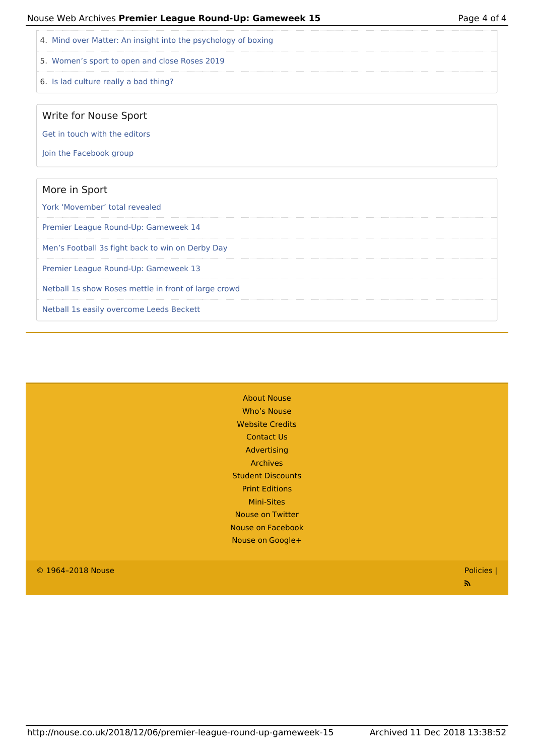4. Mind over Matter: An insight into the psychology of boxing
5. Women's sport to open and close Roses 2019
6. Is lad culture really a bad thing?

## Write for Nouse Sport

Get in touch with the editors

Join the Facebook group

## More in Sport

York 'Movember' total revealed

Premier League Round-Up: Gameweek 14

Men's Football 3s fight back to win on Derby Day

Premier League Round-Up: Gameweek 13

Netball 1s show Roses mettle in front of large crowd

Netball 1s easily overcome Leeds Beckett

About Nouse
Who's Nouse
Website Credits
Contact Us
Advertising
Archives
Student Discounts
Print Editions
Mini-Sites
Nouse on Twitter
Nouse on Facebook
Nouse on Google+

© 1964–2018 Nouse

Policies |